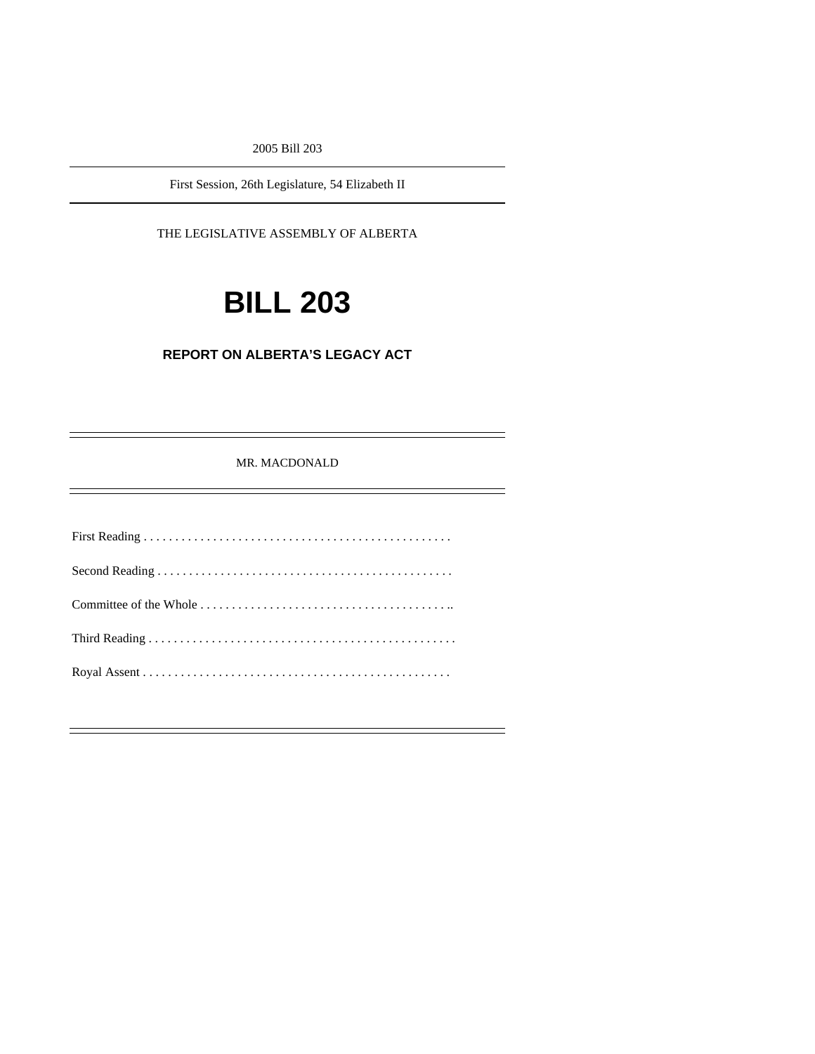2005 Bill 203

---

First Session, 26th Legislature, 54 Elizabeth II

---

THE LEGISLATIVE ASSEMBLY OF ALBERTA

# BILL 203

## REPORT ON ALBERTA'S LEGACY ACT

---

MR. MACDONALD

---

First Reading . . . . . . . . . . . . . . . . . . . . . . . . . . . . . . . . . . . . . . . . . . . . . . . .

Second Reading . . . . . . . . . . . . . . . . . . . . . . . . . . . . . . . . . . . . . . . . . . . . . .

Committee of the Whole . . . . . . . . . . . . . . . . . . . . . . . . . . . . . . . . . . . . . . . ..

Third Reading . . . . . . . . . . . . . . . . . . . . . . . . . . . . . . . . . . . . . . . . . . . . . . . . .

Royal Assent . . . . . . . . . . . . . . . . . . . . . . . . . . . . . . . . . . . . . . . . . . . . . . . .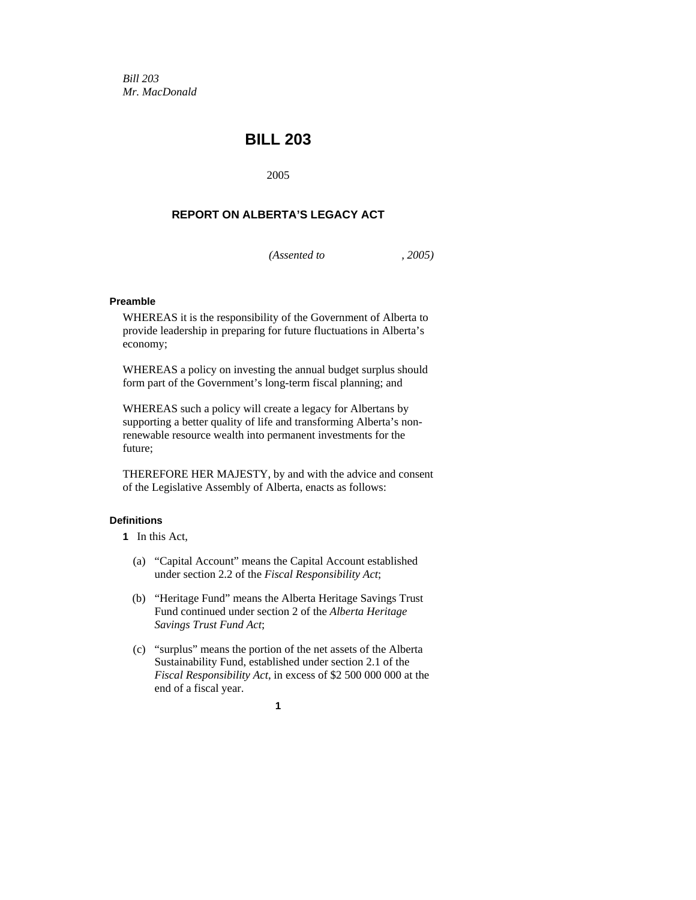*Bill 203*
*Mr. MacDonald*

# BILL 203

2005

## REPORT ON ALBERTA'S LEGACY ACT

*(Assented to , 2005)*

**Preamble**

WHEREAS it is the responsibility of the Government of Alberta to provide leadership in preparing for future fluctuations in Alberta's economy;

WHEREAS a policy on investing the annual budget surplus should form part of the Government's long-term fiscal planning; and

WHEREAS such a policy will create a legacy for Albertans by supporting a better quality of life and transforming Alberta's non-renewable resource wealth into permanent investments for the future;

THEREFORE HER MAJESTY, by and with the advice and consent of the Legislative Assembly of Alberta, enacts as follows:

**Definitions**

**1** In this Act,

(a) "Capital Account" means the Capital Account established under section 2.2 of the *Fiscal Responsibility Act*;

(b) "Heritage Fund" means the Alberta Heritage Savings Trust Fund continued under section 2 of the *Alberta Heritage Savings Trust Fund Act*;

(c) "surplus" means the portion of the net assets of the Alberta Sustainability Fund, established under section 2.1 of the *Fiscal Responsibility Act*, in excess of $2 500 000 000 at the end of a fiscal year.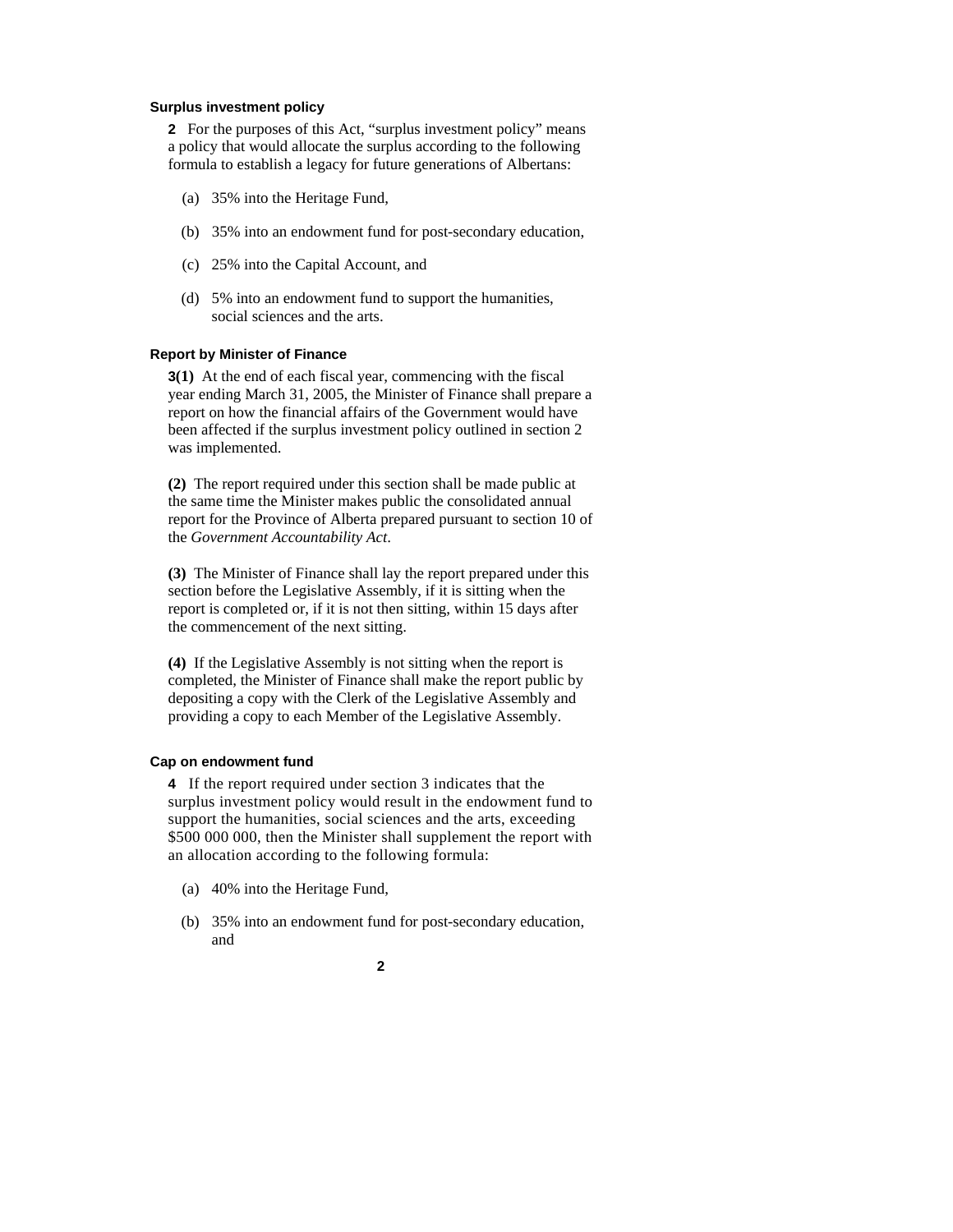### Surplus investment policy

**2** For the purposes of this Act, "surplus investment policy" means a policy that would allocate the surplus according to the following formula to establish a legacy for future generations of Albertans:

(a) 35% into the Heritage Fund,

(b) 35% into an endowment fund for post-secondary education,

(c) 25% into the Capital Account, and

(d) 5% into an endowment fund to support the humanities, social sciences and the arts.

### Report by Minister of Finance

**3(1)** At the end of each fiscal year, commencing with the fiscal year ending March 31, 2005, the Minister of Finance shall prepare a report on how the financial affairs of the Government would have been affected if the surplus investment policy outlined in section 2 was implemented.

**(2)** The report required under this section shall be made public at the same time the Minister makes public the consolidated annual report for the Province of Alberta prepared pursuant to section 10 of the *Government Accountability Act*.

**(3)** The Minister of Finance shall lay the report prepared under this section before the Legislative Assembly, if it is sitting when the report is completed or, if it is not then sitting, within 15 days after the commencement of the next sitting.

**(4)** If the Legislative Assembly is not sitting when the report is completed, the Minister of Finance shall make the report public by depositing a copy with the Clerk of the Legislative Assembly and providing a copy to each Member of the Legislative Assembly.

### Cap on endowment fund

**4** If the report required under section 3 indicates that the surplus investment policy would result in the endowment fund to support the humanities, social sciences and the arts, exceeding $500 000 000, then the Minister shall supplement the report with an allocation according to the following formula:

(a) 40% into the Heritage Fund,

(b) 35% into an endowment fund for post-secondary education, and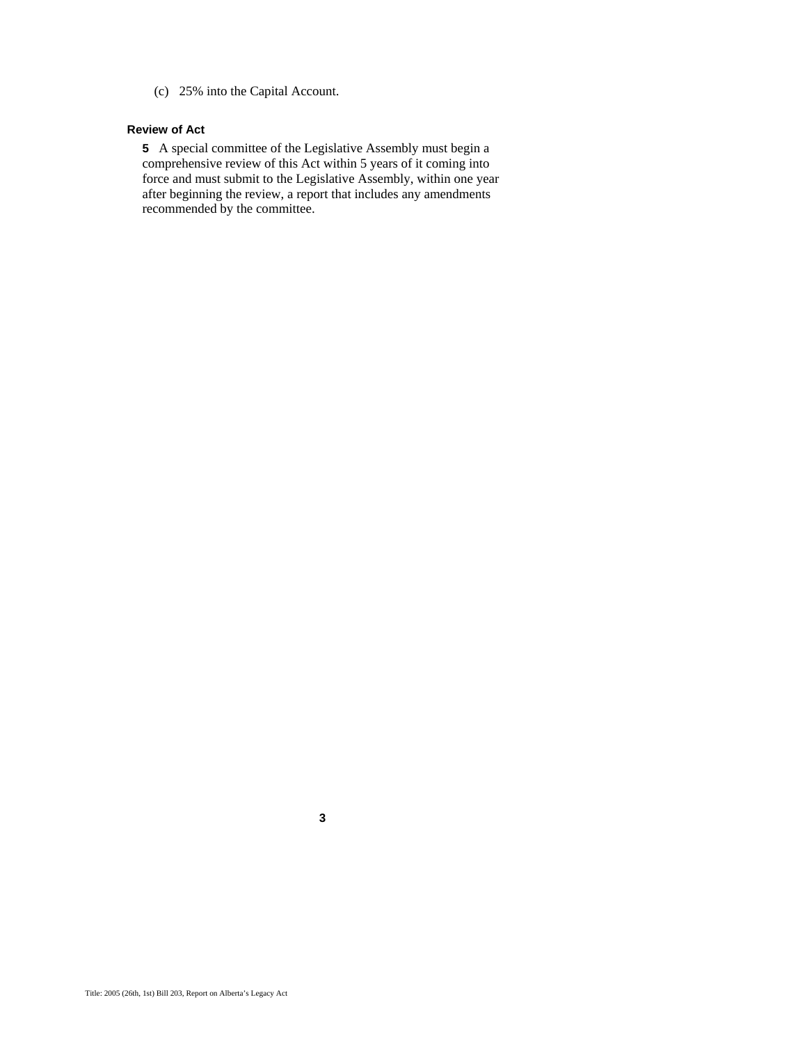(c) 25% into the Capital Account.

### Review of Act

**5** A special committee of the Legislative Assembly must begin a comprehensive review of this Act within 5 years of it coming into force and must submit to the Legislative Assembly, within one year after beginning the review, a report that includes any amendments recommended by the committee.